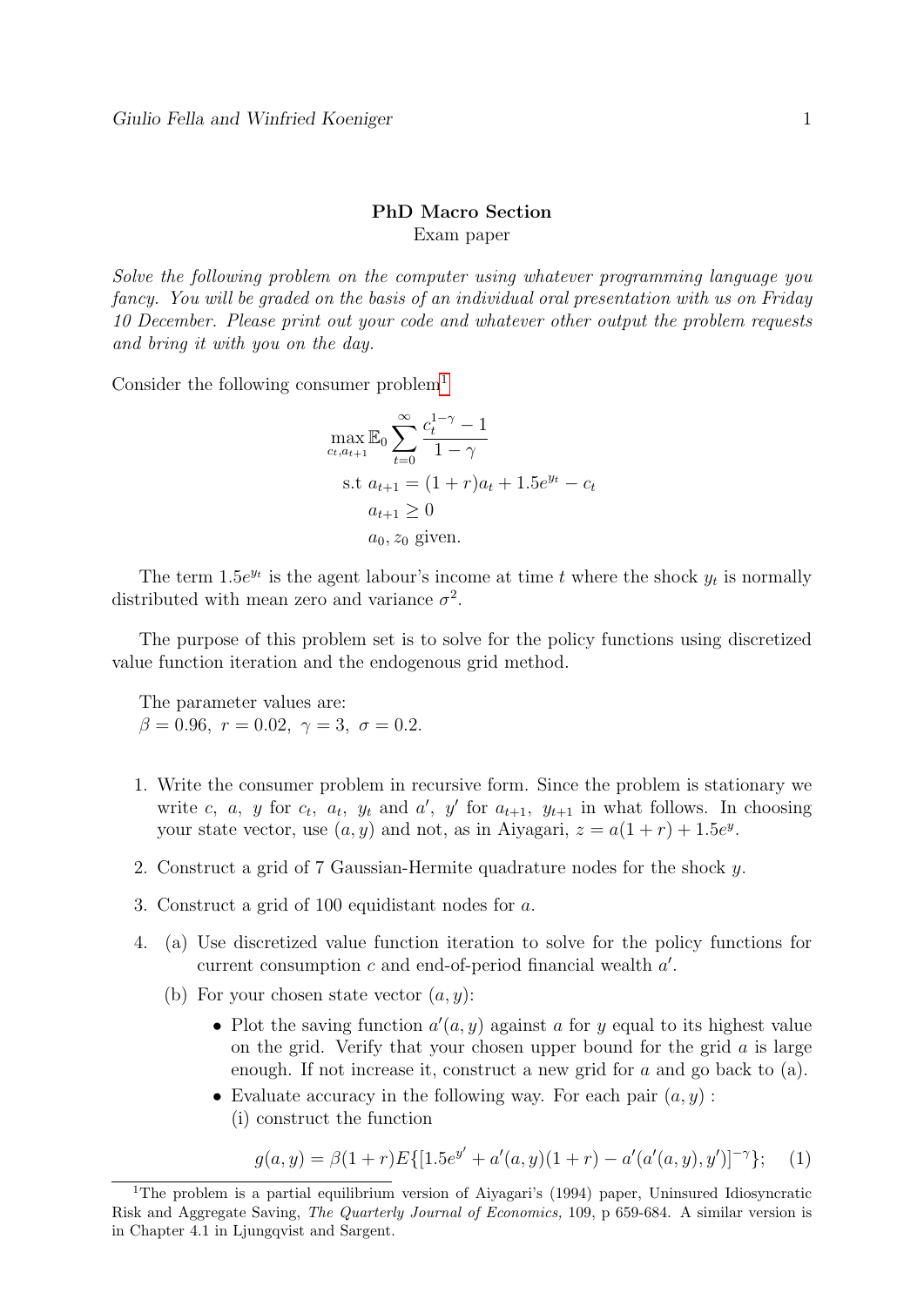**PhD Macro Section**

Exam paper

*Solve the following problem on the computer using whatever programming language you fancy. You will be graded on the basis of an individual oral presentation with us on Friday 10 December. Please print out your code and whatever other output the problem requests and bring it with you on the day.*

Consider the following consumer problem[1]

$$\max_{c_t, a_{t+1}} \mathbb{E}_0 \sum_{t=0}^{\infty} \frac{c_t^{1-\gamma} - 1}{1-\gamma}$$

$$\text{s.t } a_{t+1} = (1+r)a_t + 1.5e^{y_t} - c_t$$

$$a_{t+1} \geq 0$$

$$a_0, z_0 \text{ given.}$$

The term $1.5e^{y_t}$ is the agent labour's income at time $t$ where the shock $y_t$ is normally distributed with mean zero and variance $\sigma^2$.

The purpose of this problem set is to solve for the policy functions using discretized value function iteration and the endogenous grid method.

The parameter values are:
$\beta = 0.96,\ r = 0.02,\ \gamma = 3,\ \sigma = 0.2.$

1. Write the consumer problem in recursive form. Since the problem is stationary we write $c$, $a$, $y$ for $c_t$, $a_t$, $y_t$ and $a'$, $y'$ for $a_{t+1}$, $y_{t+1}$ in what follows. In choosing your state vector, use $(a, y)$ and not, as in Aiyagari, $z = a(1+r) + 1.5e^y$.
2. Construct a grid of 7 Gaussian-Hermite quadrature nodes for the shock $y$.
3. Construct a grid of 100 equidistant nodes for $a$.
4. (a) Use discretized value function iteration to solve for the policy functions for current consumption $c$ and end-of-period financial wealth $a'$.

   (b) For your chosen state vector $(a, y)$:

   - Plot the saving function $a'(a, y)$ against $a$ for $y$ equal to its highest value on the grid. Verify that your chosen upper bound for the grid $a$ is large enough. If not increase it, construct a new grid for $a$ and go back to (a).
   - Evaluate accuracy in the following way. For each pair $(a, y)$ :
     (i) construct the function

$$g(a, y) = \beta(1+r)E\{[1.5e^{y'} + a'(a, y)(1+r) - a'(a'(a, y), y')]^{-\gamma}\}; \quad (1)$$

---

[1] The problem is a partial equilibrium version of Aiyagari's (1994) paper, Uninsured Idiosyncratic Risk and Aggregate Saving, *The Quarterly Journal of Economics,* 109, p 659-684. A similar version is in Chapter 4.1 in Ljungqvist and Sargent.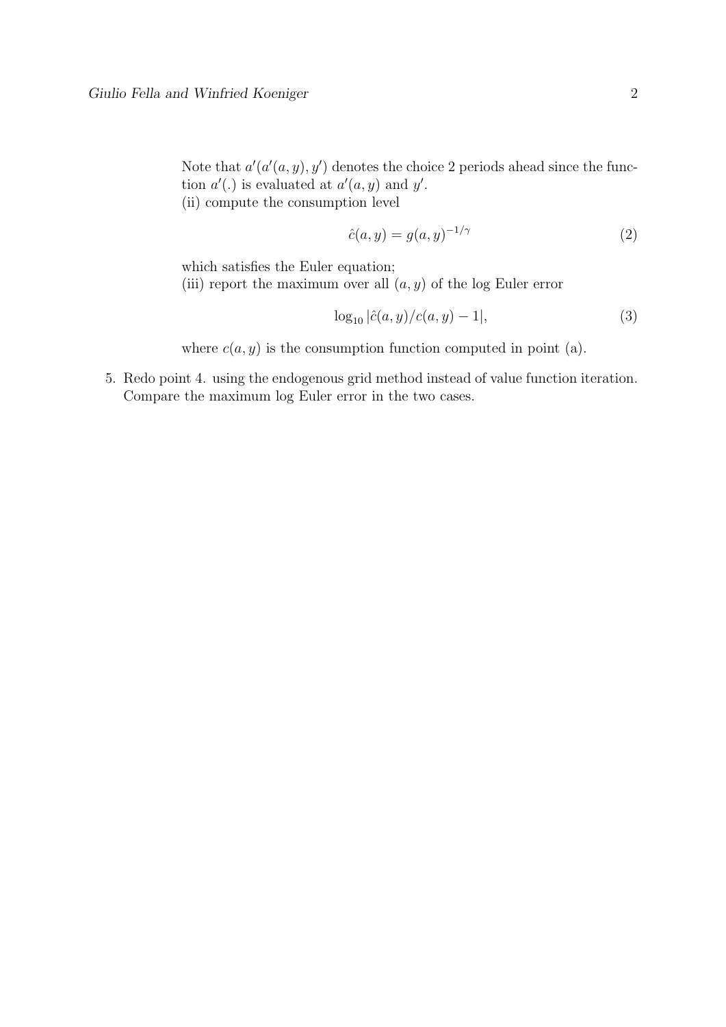Note that $a'(a'(a, y), y')$ denotes the choice 2 periods ahead since the function $a'(.)$ is evaluated at $a'(a, y)$ and $y'$.
(ii) compute the consumption level

$$\hat{c}(a, y) = g(a, y)^{-1/\gamma} \tag{2}$$

which satisfies the Euler equation;
(iii) report the maximum over all $(a, y)$ of the log Euler error

$$\log_{10} |\hat{c}(a, y)/c(a, y) - 1|, \tag{3}$$

where $c(a, y)$ is the consumption function computed in point (a).

5. Redo point 4. using the endogenous grid method instead of value function iteration. Compare the maximum log Euler error in the two cases.